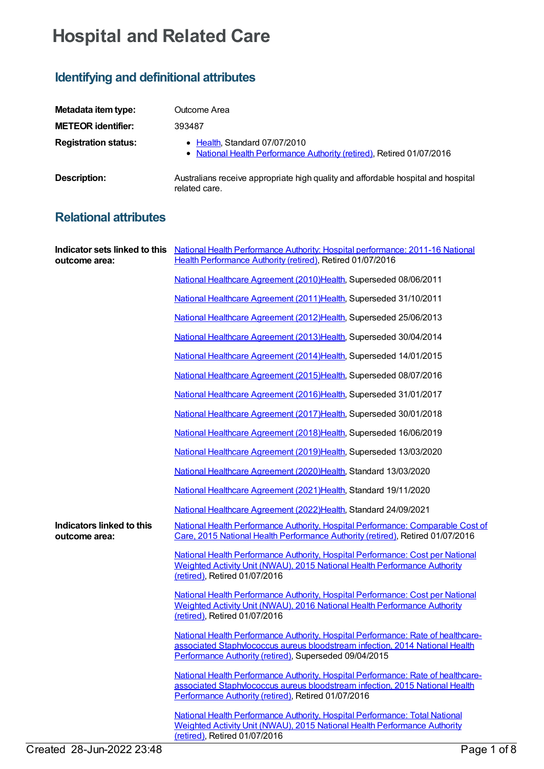# Hospital and Related Care

## Identifying and definitional attributes

| | |
|---|---|
| **Metadata item type:** | Outcome Area |
| **METEOR identifier:** | 393487 |
| **Registration status:** | • Health, Standard 07/07/2010<br>• National Health Performance Authority (retired), Retired 01/07/2016 |
| **Description:** | Australians receive appropriate high quality and affordable hospital and hospital related care. |

## Relational attributes

**Indicator sets linked to this outcome area:**

National Health Performance Authority: Hospital performance: 2011-16 National Health Performance Authority (retired), Retired 01/07/2016

National Healthcare Agreement (2010)Health, Superseded 08/06/2011

National Healthcare Agreement (2011)Health, Superseded 31/10/2011

National Healthcare Agreement (2012)Health, Superseded 25/06/2013

National Healthcare Agreement (2013)Health, Superseded 30/04/2014

National Healthcare Agreement (2014)Health, Superseded 14/01/2015

National Healthcare Agreement (2015)Health, Superseded 08/07/2016

National Healthcare Agreement (2016)Health, Superseded 31/01/2017

National Healthcare Agreement (2017)Health, Superseded 30/01/2018

National Healthcare Agreement (2018)Health, Superseded 16/06/2019

National Healthcare Agreement (2019)Health, Superseded 13/03/2020

National Healthcare Agreement (2020)Health, Standard 13/03/2020

National Healthcare Agreement (2021)Health, Standard 19/11/2020

National Healthcare Agreement (2022)Health, Standard 24/09/2021

**Indicators linked to this outcome area:**

National Health Performance Authority, Hospital Performance: Comparable Cost of Care, 2015 National Health Performance Authority (retired), Retired 01/07/2016

National Health Performance Authority, Hospital Performance: Cost per National Weighted Activity Unit (NWAU), 2015 National Health Performance Authority (retired), Retired 01/07/2016

National Health Performance Authority, Hospital Performance: Cost per National Weighted Activity Unit (NWAU), 2016 National Health Performance Authority (retired), Retired 01/07/2016

National Health Performance Authority, Hospital Performance: Rate of healthcare-associated Staphylococcus aureus bloodstream infection, 2014 National Health Performance Authority (retired), Superseded 09/04/2015

National Health Performance Authority, Hospital Performance: Rate of healthcare-associated Staphylococcus aureus bloodstream infection, 2015 National Health Performance Authority (retired), Retired 01/07/2016

National Health Performance Authority, Hospital Performance: Total National Weighted Activity Unit (NWAU), 2015 National Health Performance Authority (retired), Retired 01/07/2016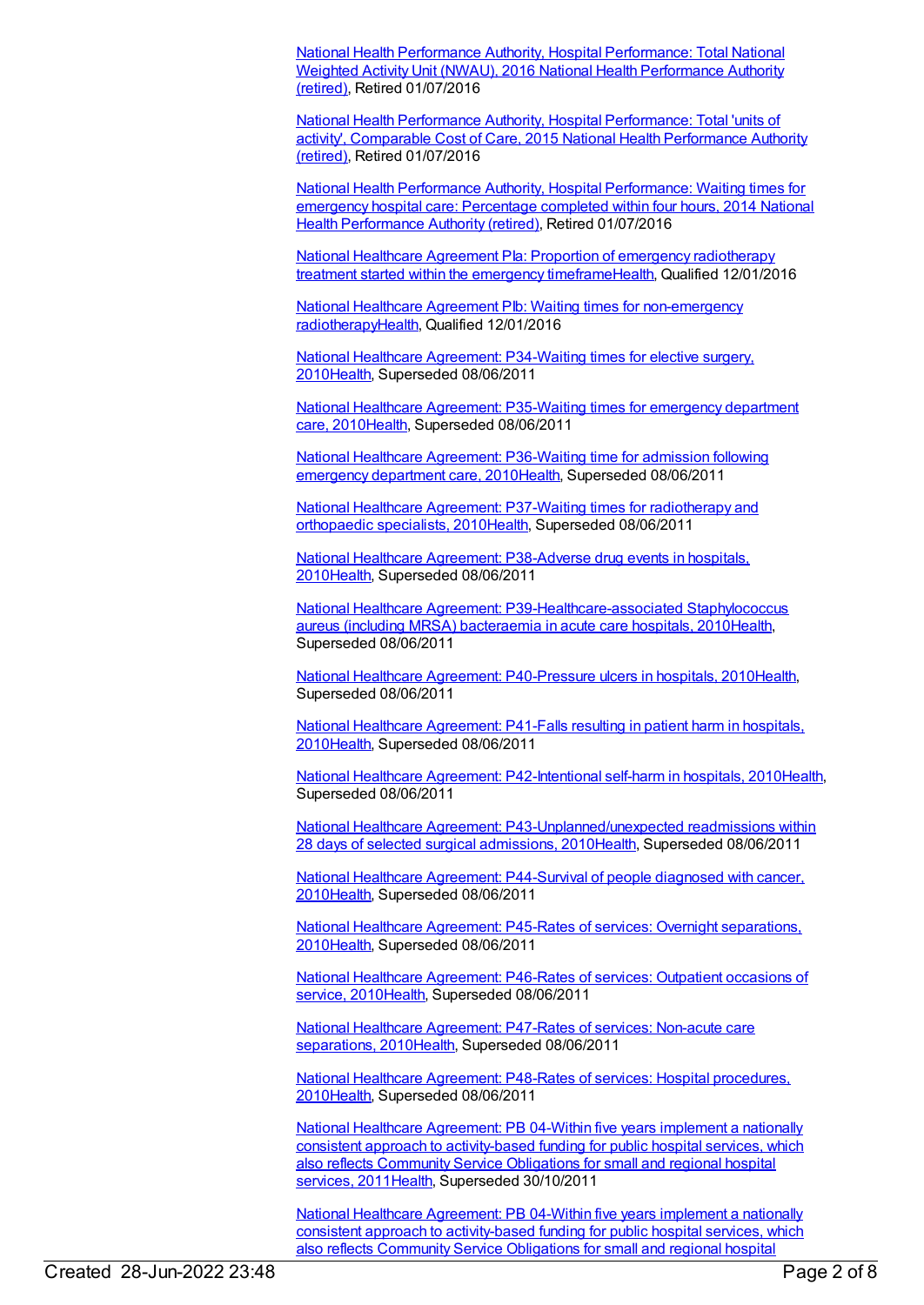National Health Performance Authority, Hospital Performance: Total National Weighted Activity Unit (NWAU), 2016 National Health Performance Authority (retired), Retired 01/07/2016

National Health Performance Authority, Hospital Performance: Total 'units of activity', Comparable Cost of Care, 2015 National Health Performance Authority (retired), Retired 01/07/2016

National Health Performance Authority, Hospital Performance: Waiting times for emergency hospital care: Percentage completed within four hours, 2014 National Health Performance Authority (retired), Retired 01/07/2016

National Healthcare Agreement PIa: Proportion of emergency radiotherapy treatment started within the emergency timeframeHealth, Qualified 12/01/2016

National Healthcare Agreement PIb: Waiting times for non-emergency radiotherapyHealth, Qualified 12/01/2016

National Healthcare Agreement: P34-Waiting times for elective surgery, 2010Health, Superseded 08/06/2011

National Healthcare Agreement: P35-Waiting times for emergency department care, 2010Health, Superseded 08/06/2011

National Healthcare Agreement: P36-Waiting time for admission following emergency department care, 2010Health, Superseded 08/06/2011

National Healthcare Agreement: P37-Waiting times for radiotherapy and orthopaedic specialists, 2010Health, Superseded 08/06/2011

National Healthcare Agreement: P38-Adverse drug events in hospitals, 2010Health, Superseded 08/06/2011

National Healthcare Agreement: P39-Healthcare-associated Staphylococcus aureus (including MRSA) bacteraemia in acute care hospitals, 2010Health, Superseded 08/06/2011

National Healthcare Agreement: P40-Pressure ulcers in hospitals, 2010Health, Superseded 08/06/2011

National Healthcare Agreement: P41-Falls resulting in patient harm in hospitals, 2010Health, Superseded 08/06/2011

National Healthcare Agreement: P42-Intentional self-harm in hospitals, 2010Health, Superseded 08/06/2011

National Healthcare Agreement: P43-Unplanned/unexpected readmissions within 28 days of selected surgical admissions, 2010Health, Superseded 08/06/2011

National Healthcare Agreement: P44-Survival of people diagnosed with cancer, 2010Health, Superseded 08/06/2011

National Healthcare Agreement: P45-Rates of services: Overnight separations, 2010Health, Superseded 08/06/2011

National Healthcare Agreement: P46-Rates of services: Outpatient occasions of service, 2010Health, Superseded 08/06/2011

National Healthcare Agreement: P47-Rates of services: Non-acute care separations, 2010Health, Superseded 08/06/2011

National Healthcare Agreement: P48-Rates of services: Hospital procedures, 2010Health, Superseded 08/06/2011

National Healthcare Agreement: PB 04-Within five years implement a nationally consistent approach to activity-based funding for public hospital services, which also reflects Community Service Obligations for small and regional hospital services, 2011Health, Superseded 30/10/2011

National Healthcare Agreement: PB 04-Within five years implement a nationally consistent approach to activity-based funding for public hospital services, which also reflects Community Service Obligations for small and regional hospital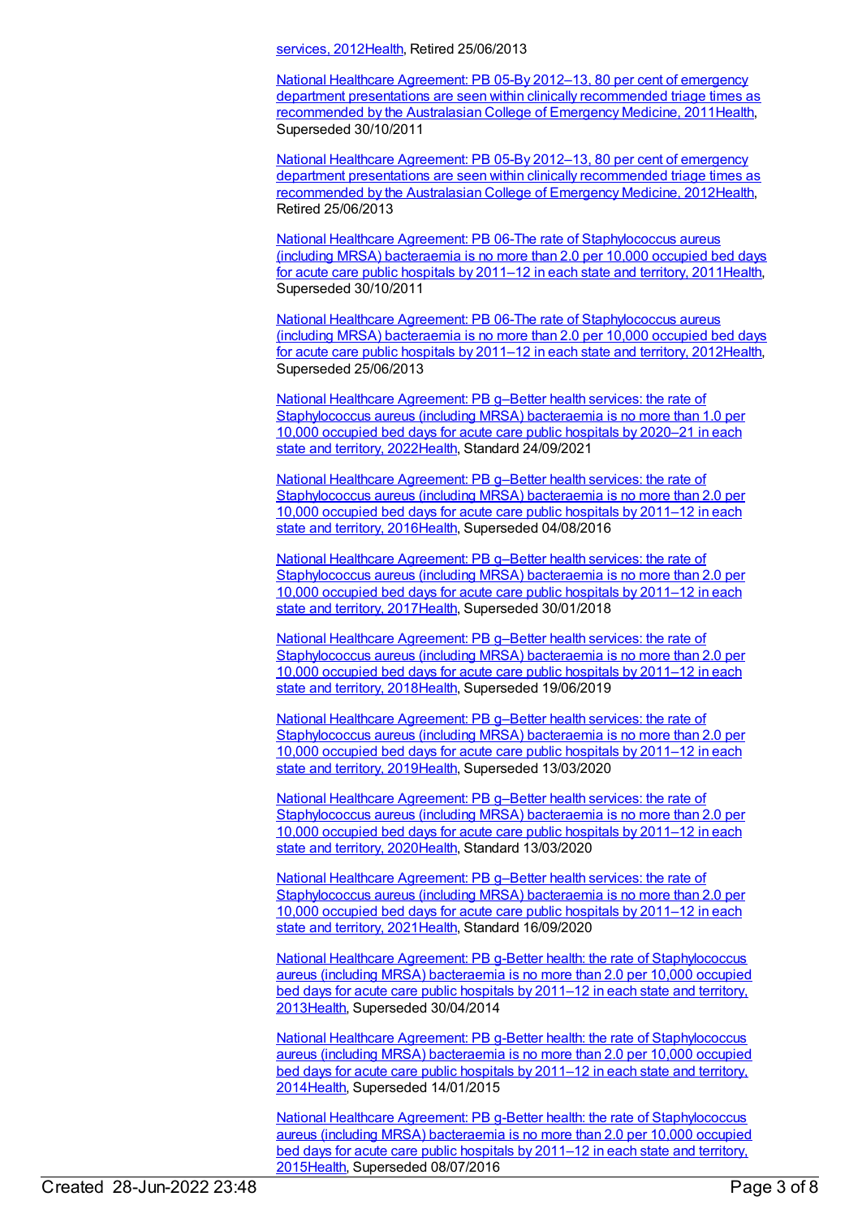services, 2012Health, Retired 25/06/2013

National Healthcare Agreement: PB 05-By 2012–13, 80 per cent of emergency department presentations are seen within clinically recommended triage times as recommended by the Australasian College of Emergency Medicine, 2011Health, Superseded 30/10/2011

National Healthcare Agreement: PB 05-By 2012–13, 80 per cent of emergency department presentations are seen within clinically recommended triage times as recommended by the Australasian College of Emergency Medicine, 2012Health, Retired 25/06/2013

National Healthcare Agreement: PB 06-The rate of Staphylococcus aureus (including MRSA) bacteraemia is no more than 2.0 per 10,000 occupied bed days for acute care public hospitals by 2011–12 in each state and territory, 2011Health, Superseded 30/10/2011

National Healthcare Agreement: PB 06-The rate of Staphylococcus aureus (including MRSA) bacteraemia is no more than 2.0 per 10,000 occupied bed days for acute care public hospitals by 2011–12 in each state and territory, 2012Health, Superseded 25/06/2013

National Healthcare Agreement: PB g–Better health services: the rate of Staphylococcus aureus (including MRSA) bacteraemia is no more than 1.0 per 10,000 occupied bed days for acute care public hospitals by 2020–21 in each state and territory, 2022Health, Standard 24/09/2021

National Healthcare Agreement: PB g–Better health services: the rate of Staphylococcus aureus (including MRSA) bacteraemia is no more than 2.0 per 10,000 occupied bed days for acute care public hospitals by 2011–12 in each state and territory, 2016Health, Superseded 04/08/2016

National Healthcare Agreement: PB g–Better health services: the rate of Staphylococcus aureus (including MRSA) bacteraemia is no more than 2.0 per 10,000 occupied bed days for acute care public hospitals by 2011–12 in each state and territory, 2017Health, Superseded 30/01/2018

National Healthcare Agreement: PB g–Better health services: the rate of Staphylococcus aureus (including MRSA) bacteraemia is no more than 2.0 per 10,000 occupied bed days for acute care public hospitals by 2011–12 in each state and territory, 2018Health, Superseded 19/06/2019

National Healthcare Agreement: PB g–Better health services: the rate of Staphylococcus aureus (including MRSA) bacteraemia is no more than 2.0 per 10,000 occupied bed days for acute care public hospitals by 2011–12 in each state and territory, 2019Health, Superseded 13/03/2020

National Healthcare Agreement: PB g–Better health services: the rate of Staphylococcus aureus (including MRSA) bacteraemia is no more than 2.0 per 10,000 occupied bed days for acute care public hospitals by 2011–12 in each state and territory, 2020Health, Standard 13/03/2020

National Healthcare Agreement: PB g–Better health services: the rate of Staphylococcus aureus (including MRSA) bacteraemia is no more than 2.0 per 10,000 occupied bed days for acute care public hospitals by 2011–12 in each state and territory, 2021Health, Standard 16/09/2020

National Healthcare Agreement: PB g-Better health: the rate of Staphylococcus aureus (including MRSA) bacteraemia is no more than 2.0 per 10,000 occupied bed days for acute care public hospitals by 2011–12 in each state and territory, 2013Health, Superseded 30/04/2014

National Healthcare Agreement: PB g-Better health: the rate of Staphylococcus aureus (including MRSA) bacteraemia is no more than 2.0 per 10,000 occupied bed days for acute care public hospitals by 2011–12 in each state and territory, 2014Health, Superseded 14/01/2015

National Healthcare Agreement: PB g-Better health: the rate of Staphylococcus aureus (including MRSA) bacteraemia is no more than 2.0 per 10,000 occupied bed days for acute care public hospitals by 2011–12 in each state and territory, 2015Health, Superseded 08/07/2016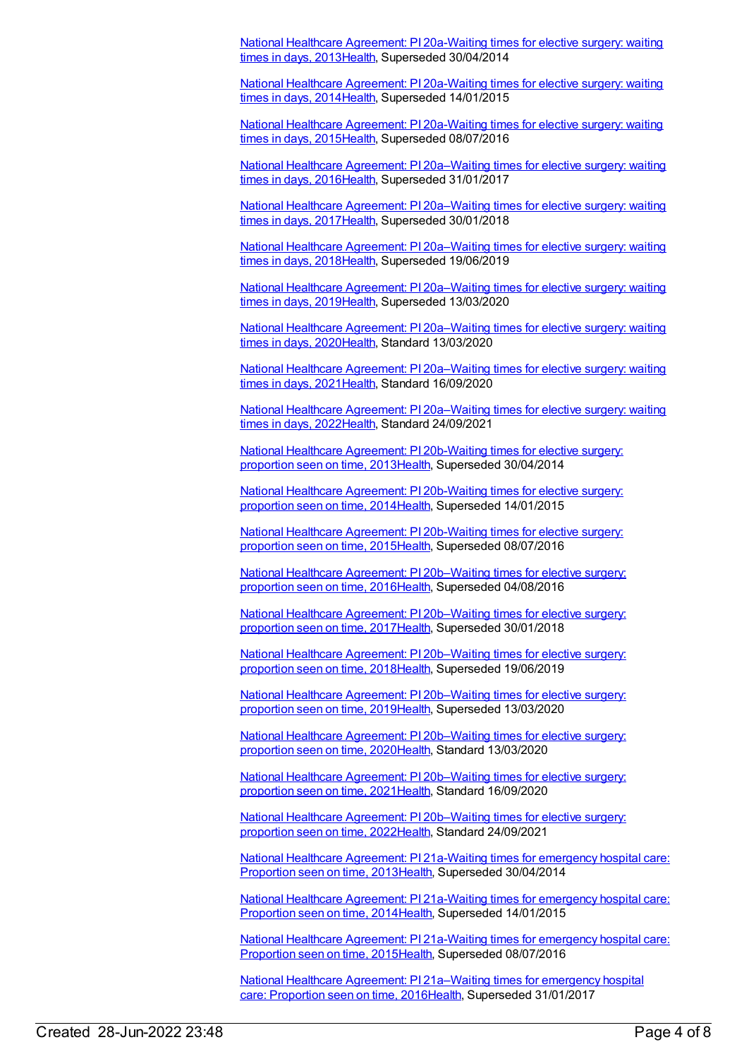National Healthcare Agreement: PI 20a-Waiting times for elective surgery: waiting times in days, 2013Health, Superseded 30/04/2014

National Healthcare Agreement: PI 20a-Waiting times for elective surgery: waiting times in days, 2014Health, Superseded 14/01/2015

National Healthcare Agreement: PI 20a-Waiting times for elective surgery: waiting times in days, 2015Health, Superseded 08/07/2016

National Healthcare Agreement: PI 20a–Waiting times for elective surgery: waiting times in days, 2016Health, Superseded 31/01/2017

National Healthcare Agreement: PI 20a–Waiting times for elective surgery: waiting times in days, 2017Health, Superseded 30/01/2018

National Healthcare Agreement: PI 20a–Waiting times for elective surgery: waiting times in days, 2018Health, Superseded 19/06/2019

National Healthcare Agreement: PI 20a–Waiting times for elective surgery: waiting times in days, 2019Health, Superseded 13/03/2020

National Healthcare Agreement: PI 20a–Waiting times for elective surgery: waiting times in days, 2020Health, Standard 13/03/2020

National Healthcare Agreement: PI 20a–Waiting times for elective surgery: waiting times in days, 2021Health, Standard 16/09/2020

National Healthcare Agreement: PI 20a–Waiting times for elective surgery: waiting times in days, 2022Health, Standard 24/09/2021

National Healthcare Agreement: PI 20b-Waiting times for elective surgery: proportion seen on time, 2013Health, Superseded 30/04/2014

National Healthcare Agreement: PI 20b-Waiting times for elective surgery: proportion seen on time, 2014Health, Superseded 14/01/2015

National Healthcare Agreement: PI 20b-Waiting times for elective surgery: proportion seen on time, 2015Health, Superseded 08/07/2016

National Healthcare Agreement: PI 20b–Waiting times for elective surgery: proportion seen on time, 2016Health, Superseded 04/08/2016

National Healthcare Agreement: PI 20b–Waiting times for elective surgery: proportion seen on time, 2017Health, Superseded 30/01/2018

National Healthcare Agreement: PI 20b–Waiting times for elective surgery: proportion seen on time, 2018Health, Superseded 19/06/2019

National Healthcare Agreement: PI 20b–Waiting times for elective surgery: proportion seen on time, 2019Health, Superseded 13/03/2020

National Healthcare Agreement: PI 20b–Waiting times for elective surgery: proportion seen on time, 2020Health, Standard 13/03/2020

National Healthcare Agreement: PI 20b–Waiting times for elective surgery: proportion seen on time, 2021Health, Standard 16/09/2020

National Healthcare Agreement: PI 20b–Waiting times for elective surgery: proportion seen on time, 2022Health, Standard 24/09/2021

National Healthcare Agreement: PI 21a-Waiting times for emergency hospital care: Proportion seen on time, 2013Health, Superseded 30/04/2014

National Healthcare Agreement: PI 21a-Waiting times for emergency hospital care: Proportion seen on time, 2014Health, Superseded 14/01/2015

National Healthcare Agreement: PI 21a-Waiting times for emergency hospital care: Proportion seen on time, 2015Health, Superseded 08/07/2016

National Healthcare Agreement: PI 21a–Waiting times for emergency hospital care: Proportion seen on time, 2016Health, Superseded 31/01/2017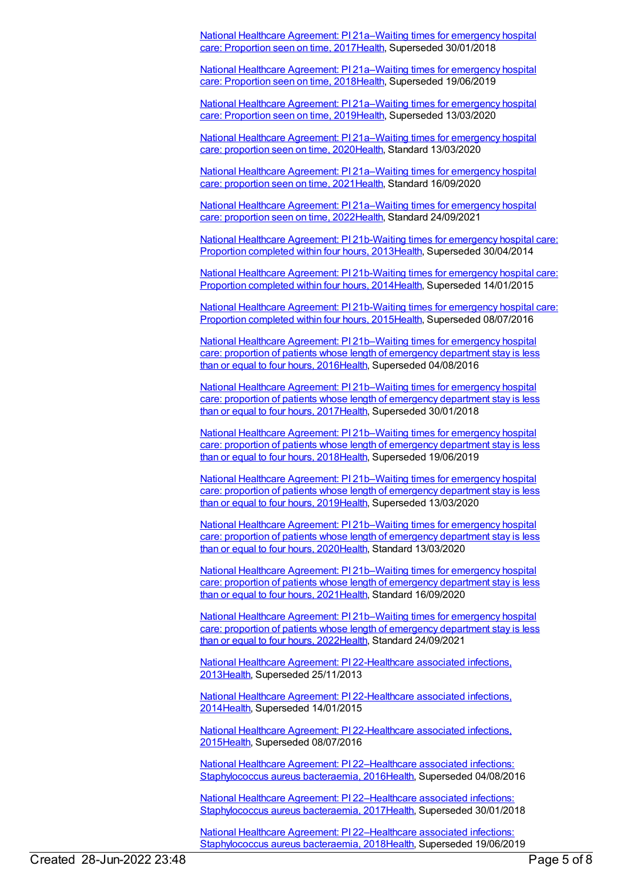[National Healthcare Agreement: PI 21a–Waiting times for emergency hospital care: Proportion seen on time, 2017Health](), Superseded 30/01/2018

[National Healthcare Agreement: PI 21a–Waiting times for emergency hospital care: Proportion seen on time, 2018Health](), Superseded 19/06/2019

[National Healthcare Agreement: PI 21a–Waiting times for emergency hospital care: Proportion seen on time, 2019Health](), Superseded 13/03/2020

[National Healthcare Agreement: PI 21a–Waiting times for emergency hospital care: proportion seen on time, 2020Health](), Standard 13/03/2020

[National Healthcare Agreement: PI 21a–Waiting times for emergency hospital care: proportion seen on time, 2021Health](), Standard 16/09/2020

[National Healthcare Agreement: PI 21a–Waiting times for emergency hospital care: proportion seen on time, 2022Health](), Standard 24/09/2021

[National Healthcare Agreement: PI 21b-Waiting times for emergency hospital care: Proportion completed within four hours, 2013Health](), Superseded 30/04/2014

[National Healthcare Agreement: PI 21b-Waiting times for emergency hospital care: Proportion completed within four hours, 2014Health](), Superseded 14/01/2015

[National Healthcare Agreement: PI 21b-Waiting times for emergency hospital care: Proportion completed within four hours, 2015Health](), Superseded 08/07/2016

[National Healthcare Agreement: PI 21b–Waiting times for emergency hospital care: proportion of patients whose length of emergency department stay is less than or equal to four hours, 2016Health](), Superseded 04/08/2016

[National Healthcare Agreement: PI 21b–Waiting times for emergency hospital care: proportion of patients whose length of emergency department stay is less than or equal to four hours, 2017Health](), Superseded 30/01/2018

[National Healthcare Agreement: PI 21b–Waiting times for emergency hospital care: proportion of patients whose length of emergency department stay is less than or equal to four hours, 2018Health](), Superseded 19/06/2019

[National Healthcare Agreement: PI 21b–Waiting times for emergency hospital care: proportion of patients whose length of emergency department stay is less than or equal to four hours, 2019Health](), Superseded 13/03/2020

[National Healthcare Agreement: PI 21b–Waiting times for emergency hospital care: proportion of patients whose length of emergency department stay is less than or equal to four hours, 2020Health](), Standard 13/03/2020

[National Healthcare Agreement: PI 21b–Waiting times for emergency hospital care: proportion of patients whose length of emergency department stay is less than or equal to four hours, 2021Health](), Standard 16/09/2020

[National Healthcare Agreement: PI 21b–Waiting times for emergency hospital care: proportion of patients whose length of emergency department stay is less than or equal to four hours, 2022Health](), Standard 24/09/2021

[National Healthcare Agreement: PI 22-Healthcare associated infections, 2013Health](), Superseded 25/11/2013

[National Healthcare Agreement: PI 22-Healthcare associated infections, 2014Health](), Superseded 14/01/2015

[National Healthcare Agreement: PI 22-Healthcare associated infections, 2015Health](), Superseded 08/07/2016

[National Healthcare Agreement: PI 22–Healthcare associated infections: Staphylococcus aureus bacteraemia, 2016Health](), Superseded 04/08/2016

[National Healthcare Agreement: PI 22–Healthcare associated infections: Staphylococcus aureus bacteraemia, 2017Health](), Superseded 30/01/2018

[National Healthcare Agreement: PI 22–Healthcare associated infections: Staphylococcus aureus bacteraemia, 2018Health](), Superseded 19/06/2019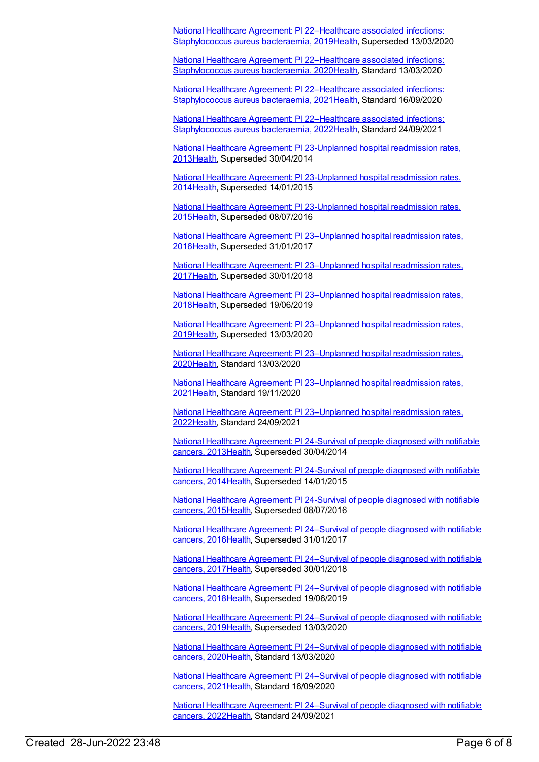National Healthcare Agreement: PI 22–Healthcare associated infections: Staphylococcus aureus bacteraemia, 2019Health, Superseded 13/03/2020

National Healthcare Agreement: PI 22–Healthcare associated infections: Staphylococcus aureus bacteraemia, 2020Health, Standard 13/03/2020

National Healthcare Agreement: PI 22–Healthcare associated infections: Staphylococcus aureus bacteraemia, 2021Health, Standard 16/09/2020

National Healthcare Agreement: PI 22–Healthcare associated infections: Staphylococcus aureus bacteraemia, 2022Health, Standard 24/09/2021

National Healthcare Agreement: PI 23-Unplanned hospital readmission rates, 2013Health, Superseded 30/04/2014

National Healthcare Agreement: PI 23-Unplanned hospital readmission rates, 2014Health, Superseded 14/01/2015

National Healthcare Agreement: PI 23-Unplanned hospital readmission rates, 2015Health, Superseded 08/07/2016

National Healthcare Agreement: PI 23–Unplanned hospital readmission rates, 2016Health, Superseded 31/01/2017

National Healthcare Agreement: PI 23–Unplanned hospital readmission rates, 2017Health, Superseded 30/01/2018

National Healthcare Agreement: PI 23–Unplanned hospital readmission rates, 2018Health, Superseded 19/06/2019

National Healthcare Agreement: PI 23–Unplanned hospital readmission rates, 2019Health, Superseded 13/03/2020

National Healthcare Agreement: PI 23–Unplanned hospital readmission rates, 2020Health, Standard 13/03/2020

National Healthcare Agreement: PI 23–Unplanned hospital readmission rates, 2021Health, Standard 19/11/2020

National Healthcare Agreement: PI 23–Unplanned hospital readmission rates, 2022Health, Standard 24/09/2021

National Healthcare Agreement: PI 24-Survival of people diagnosed with notifiable cancers, 2013Health, Superseded 30/04/2014

National Healthcare Agreement: PI 24-Survival of people diagnosed with notifiable cancers, 2014Health, Superseded 14/01/2015

National Healthcare Agreement: PI 24-Survival of people diagnosed with notifiable cancers, 2015Health, Superseded 08/07/2016

National Healthcare Agreement: PI 24–Survival of people diagnosed with notifiable cancers, 2016Health, Superseded 31/01/2017

National Healthcare Agreement: PI 24–Survival of people diagnosed with notifiable cancers, 2017Health, Superseded 30/01/2018

National Healthcare Agreement: PI 24–Survival of people diagnosed with notifiable cancers, 2018Health, Superseded 19/06/2019

National Healthcare Agreement: PI 24–Survival of people diagnosed with notifiable cancers, 2019Health, Superseded 13/03/2020

National Healthcare Agreement: PI 24–Survival of people diagnosed with notifiable cancers, 2020Health, Standard 13/03/2020

National Healthcare Agreement: PI 24–Survival of people diagnosed with notifiable cancers, 2021Health, Standard 16/09/2020

National Healthcare Agreement: PI 24–Survival of people diagnosed with notifiable cancers, 2022Health, Standard 24/09/2021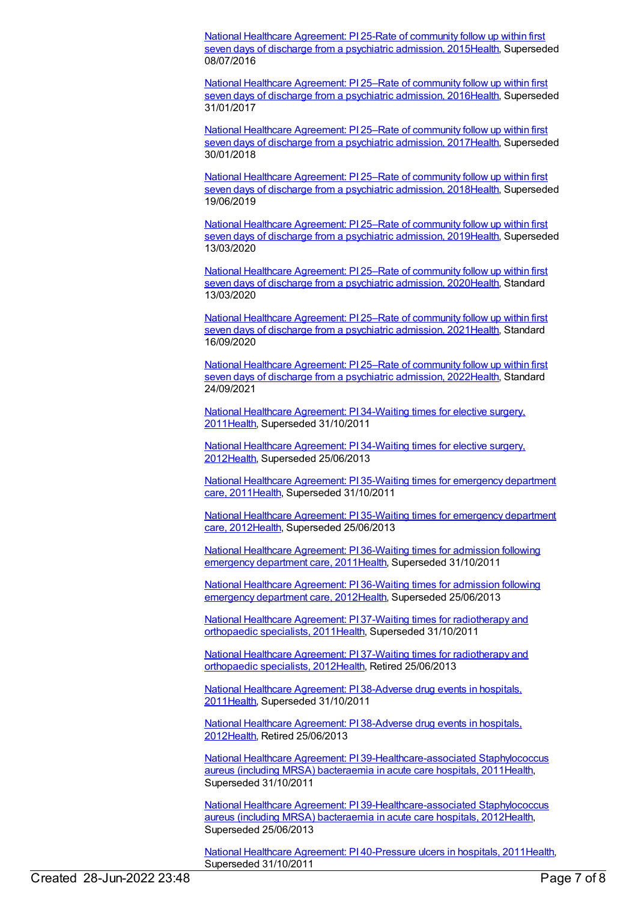National Healthcare Agreement: PI 25-Rate of community follow up within first seven days of discharge from a psychiatric admission, 2015Health, Superseded 08/07/2016

National Healthcare Agreement: PI 25–Rate of community follow up within first seven days of discharge from a psychiatric admission, 2016Health, Superseded 31/01/2017

National Healthcare Agreement: PI 25–Rate of community follow up within first seven days of discharge from a psychiatric admission, 2017Health, Superseded 30/01/2018

National Healthcare Agreement: PI 25–Rate of community follow up within first seven days of discharge from a psychiatric admission, 2018Health, Superseded 19/06/2019

National Healthcare Agreement: PI 25–Rate of community follow up within first seven days of discharge from a psychiatric admission, 2019Health, Superseded 13/03/2020

National Healthcare Agreement: PI 25–Rate of community follow up within first seven days of discharge from a psychiatric admission, 2020Health, Standard 13/03/2020

National Healthcare Agreement: PI 25–Rate of community follow up within first seven days of discharge from a psychiatric admission, 2021Health, Standard 16/09/2020

National Healthcare Agreement: PI 25–Rate of community follow up within first seven days of discharge from a psychiatric admission, 2022Health, Standard 24/09/2021

National Healthcare Agreement: PI 34-Waiting times for elective surgery, 2011Health, Superseded 31/10/2011

National Healthcare Agreement: PI 34-Waiting times for elective surgery, 2012Health, Superseded 25/06/2013

National Healthcare Agreement: PI 35-Waiting times for emergency department care, 2011Health, Superseded 31/10/2011

National Healthcare Agreement: PI 35-Waiting times for emergency department care, 2012Health, Superseded 25/06/2013

National Healthcare Agreement: PI 36-Waiting times for admission following emergency department care, 2011Health, Superseded 31/10/2011

National Healthcare Agreement: PI 36-Waiting times for admission following emergency department care, 2012Health, Superseded 25/06/2013

National Healthcare Agreement: PI 37-Waiting times for radiotherapy and orthopaedic specialists, 2011Health, Superseded 31/10/2011

National Healthcare Agreement: PI 37-Waiting times for radiotherapy and orthopaedic specialists, 2012Health, Retired 25/06/2013

National Healthcare Agreement: PI 38-Adverse drug events in hospitals, 2011Health, Superseded 31/10/2011

National Healthcare Agreement: PI 38-Adverse drug events in hospitals, 2012Health, Retired 25/06/2013

National Healthcare Agreement: PI 39-Healthcare-associated Staphylococcus aureus (including MRSA) bacteraemia in acute care hospitals, 2011Health, Superseded 31/10/2011

National Healthcare Agreement: PI 39-Healthcare-associated Staphylococcus aureus (including MRSA) bacteraemia in acute care hospitals, 2012Health, Superseded 25/06/2013

National Healthcare Agreement: PI 40-Pressure ulcers in hospitals, 2011Health, Superseded 31/10/2011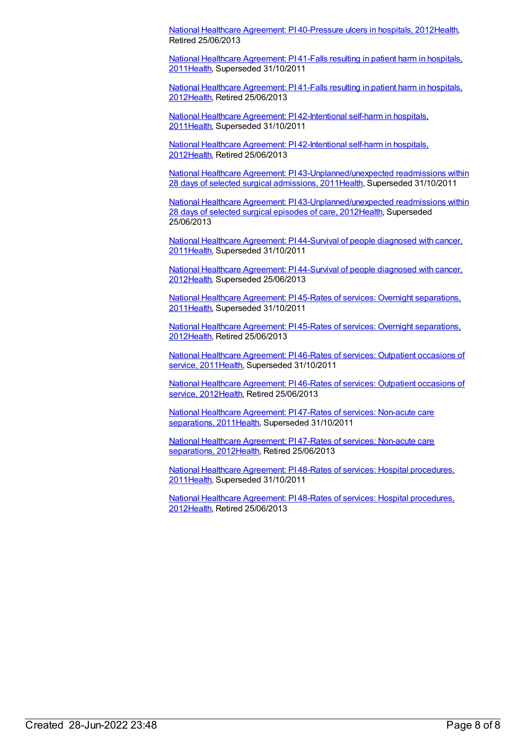National Healthcare Agreement: PI 40-Pressure ulcers in hospitals, 2012Health, Retired 25/06/2013

National Healthcare Agreement: PI 41-Falls resulting in patient harm in hospitals, 2011Health, Superseded 31/10/2011

National Healthcare Agreement: PI 41-Falls resulting in patient harm in hospitals, 2012Health, Retired 25/06/2013

National Healthcare Agreement: PI 42-Intentional self-harm in hospitals, 2011Health, Superseded 31/10/2011

National Healthcare Agreement: PI 42-Intentional self-harm in hospitals, 2012Health, Retired 25/06/2013

National Healthcare Agreement: PI 43-Unplanned/unexpected readmissions within 28 days of selected surgical admissions, 2011Health, Superseded 31/10/2011

National Healthcare Agreement: PI 43-Unplanned/unexpected readmissions within 28 days of selected surgical episodes of care, 2012Health, Superseded 25/06/2013

National Healthcare Agreement: PI 44-Survival of people diagnosed with cancer, 2011Health, Superseded 31/10/2011

National Healthcare Agreement: PI 44-Survival of people diagnosed with cancer, 2012Health, Superseded 25/06/2013

National Healthcare Agreement: PI 45-Rates of services: Overnight separations, 2011Health, Superseded 31/10/2011

National Healthcare Agreement: PI 45-Rates of services: Overnight separations, 2012Health, Retired 25/06/2013

National Healthcare Agreement: PI 46-Rates of services: Outpatient occasions of service, 2011Health, Superseded 31/10/2011

National Healthcare Agreement: PI 46-Rates of services: Outpatient occasions of service, 2012Health, Retired 25/06/2013

National Healthcare Agreement: PI 47-Rates of services: Non-acute care separations, 2011Health, Superseded 31/10/2011

National Healthcare Agreement: PI 47-Rates of services: Non-acute care separations, 2012Health, Retired 25/06/2013

National Healthcare Agreement: PI 48-Rates of services: Hospital procedures, 2011Health, Superseded 31/10/2011

National Healthcare Agreement: PI 48-Rates of services: Hospital procedures, 2012Health, Retired 25/06/2013